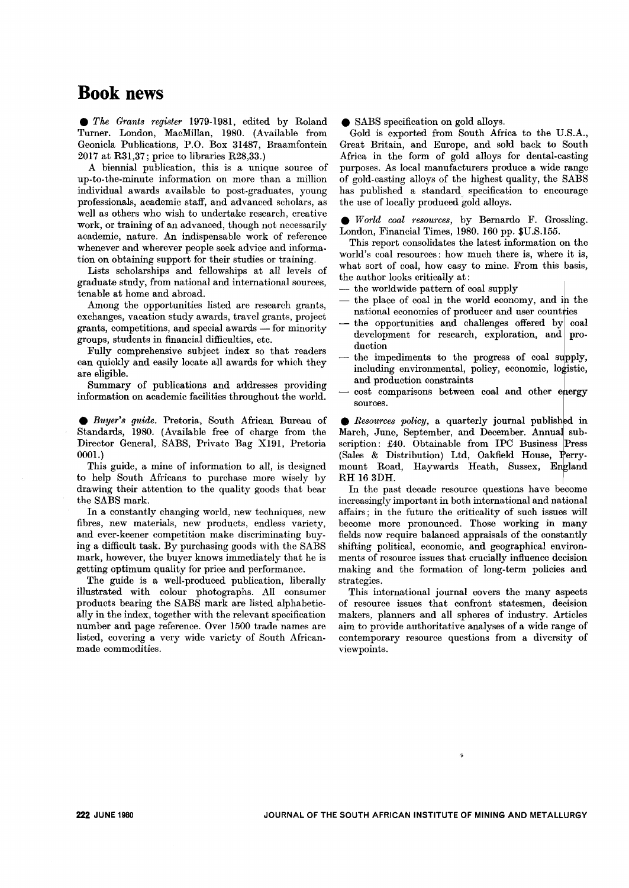# Book news

● *The Grants register* 1979-1981, edited by Roland Turner. London, MacMillan, 1980. (Available from Geonicla Publications, P.O. Box 31487, Braamfontein 2017 at R31,37; price to libraries R28,33.)

A biennial publication, this is a unique source of up-to-the-minute information on more than a million individual awards available to post-graduates, young professionals, academic staff, and advanced scholars, as well as others who wish to undertake research, creative work, or training of an advanced, though not necessarily academic, nature. An indispensable work of reference whenever and wherever people seek advice and information on obtaining support for their studies or training.

Lists scholarships and fellowships at all levels of graduate study, from national and international sources, tenable at home and abroad.

Among the opportunities listed are research grants, exchanges, vacation study awards, travel grants, project grants, competitions, and special awards — for minority groups, students in financial difficulties, etc.

Fully comprehensive subject index so that readers can quickly and easily locate all awards for which they are eligible.

Summary of publications and addresses providing information on academic facilities throughout the world.

● *Buyer's guide.* Pretoria, South African Bureau of Standards, 1980. (Available free of charge from the Director General, SABS, Private Bag X191, Pretoria 0001.)

This guide, a mine of information to all, is designed to help South Africans to purchase more wisely by drawing their attention to the quality goods that bear the SABS mark.

In a constantly changing world, new techniques, new fibres, new materials, new products, endless variety, and ever-keener competition make discriminating buying a difficult task. By purchasing goods with the SABS mark, however, the buyer knows immediately that he is getting optimum quality for price and performance.

The guide is a well-produced publication, liberally illustrated with colour photographs. All consumer products bearing the SABS mark are listed alphabetically in the index, together with the relevant specification number and page reference. Over 1500 trade names are listed, covering a very wide variety of South African-made commodities.

● SABS specification on gold alloys.

Gold is exported from South Africa to the U.S.A., Great Britain, and Europe, and sold back to South Africa in the form of gold alloys for dental-casting purposes. As local manufacturers produce a wide range of gold-casting alloys of the highest quality, the SABS has published a standard specification to encourage the use of locally produced gold alloys.

● *World coal resources*, by Bernardo F. Grossling. London, Financial Times, 1980. 160 pp. $U.S.155.

This report consolidates the latest information on the world's coal resources: how much there is, where it is, what sort of coal, how easy to mine. From this basis, the author looks critically at:

- the worldwide pattern of coal supply
- the place of coal in the world economy, and in the national economies of producer and user countries
- the opportunities and challenges offered by coal development for research, exploration, and production
- the impediments to the progress of coal supply, including environmental, policy, economic, logistic, and production constraints
- cost comparisons between coal and other energy sources.

● *Resources policy*, a quarterly journal published in March, June, September, and December. Annual subscription: £40. Obtainable from IPC Business Press (Sales & Distribution) Ltd, Oakfield House, Perrymount Road, Haywards Heath, Sussex, England RH 16 3DH.

In the past decade resource questions have become increasingly important in both international and national affairs; in the future the criticality of such issues will become more pronounced. Those working in many fields now require balanced appraisals of the constantly shifting political, economic, and geographical environments of resource issues that crucially influence decision making and the formation of long-term policies and strategies.

This international journal covers the many aspects of resource issues that confront statesmen, decision makers, planners and all spheres of industry. Articles aim to provide authoritative analyses of a wide range of contemporary resource questions from a diversity of viewpoints.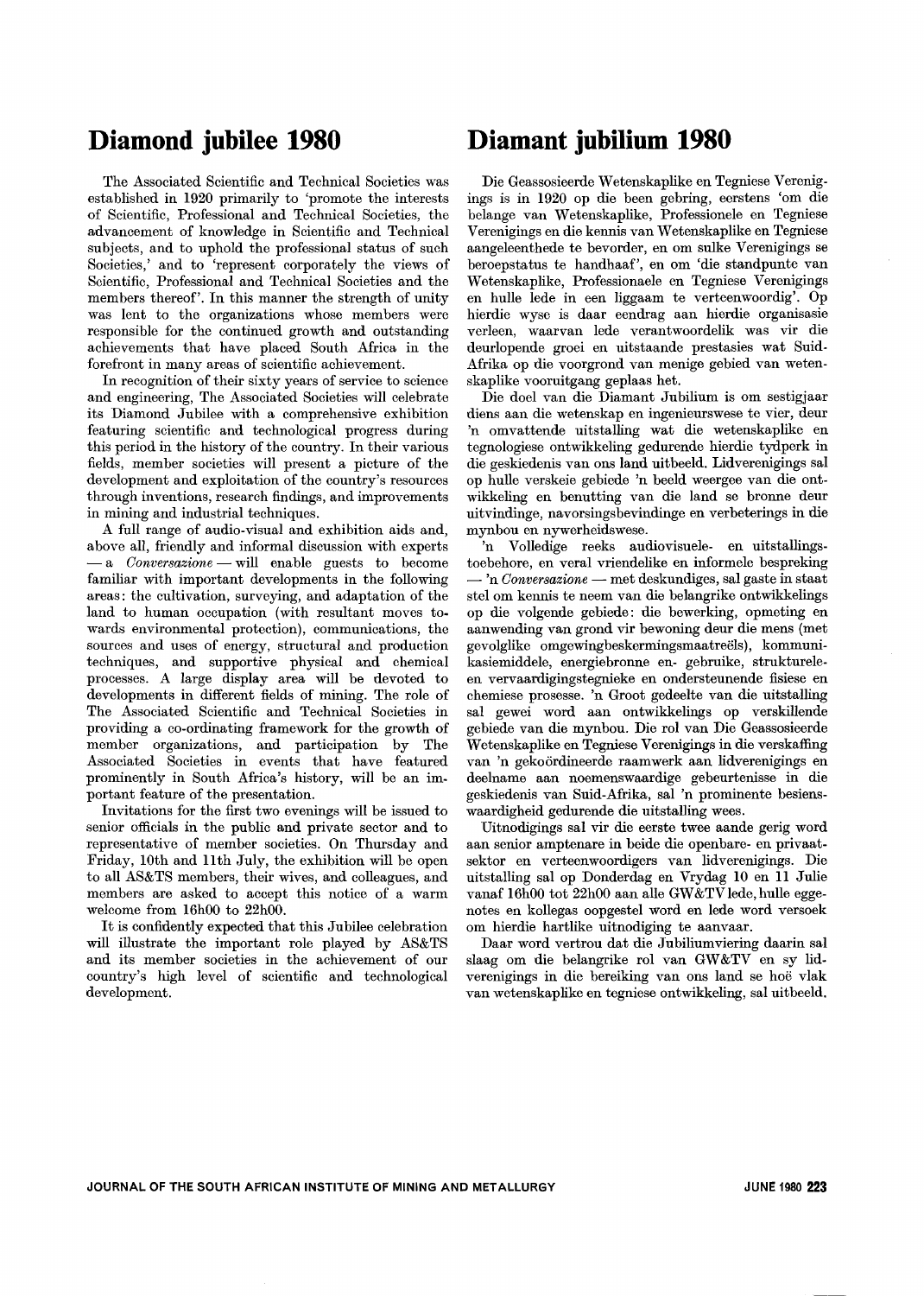# Diamond jubilee 1980

The Associated Scientific and Technical Societies was established in 1920 primarily to 'promote the interests of Scientific, Professional and Technical Societies, the advancement of knowledge in Scientific and Technical subjects, and to uphold the professional status of such Societies,' and to 'represent corporately the views of Scientific, Professional and Technical Societies and the members thereof'. In this manner the strength of unity was lent to the organizations whose members were responsible for the continued growth and outstanding achievements that have placed South Africa in the forefront in many areas of scientific achievement.

In recognition of their sixty years of service to science and engineering, The Associated Societies will celebrate its Diamond Jubilee with a comprehensive exhibition featuring scientific and technological progress during this period in the history of the country. In their various fields, member societies will present a picture of the development and exploitation of the country's resources through inventions, research findings, and improvements in mining and industrial techniques.

A full range of audio-visual and exhibition aids and, above all, friendly and informal discussion with experts — a *Conversazione* — will enable guests to become familiar with important developments in the following areas: the cultivation, surveying, and adaptation of the land to human occupation (with resultant moves towards environmental protection), communications, the sources and uses of energy, structural and production techniques, and supportive physical and chemical processes. A large display area will be devoted to developments in different fields of mining. The role of The Associated Scientific and Technical Societies in providing a co-ordinating framework for the growth of member organizations, and participation by The Associated Societies in events that have featured prominently in South Africa's history, will be an important feature of the presentation.

Invitations for the first two evenings will be issued to senior officials in the public and private sector and to representative of member societies. On Thursday and Friday, 10th and 11th July, the exhibition will be open to all AS&TS members, their wives, and colleagues, and members are asked to accept this notice of a warm welcome from 16h00 to 22h00.

It is confidently expected that this Jubilee celebration will illustrate the important role played by AS&TS and its member societies in the achievement of our country's high level of scientific and technological development.

# Diamant jubilium 1980

Die Geassosieerde Wetenskaplike en Tegniese Verenigings is in 1920 op die been gebring, eerstens 'om die belange van Wetenskaplike, Professionele en Tegniese Verenigings en die kennis van Wetenskaplike en Tegniese aangeleenthede te bevorder, en om sulke Verenigings se beroepstatus te handhaaf', en om 'die standpunte van Wetenskaplike, Professionaele en Tegniese Verenigings en hulle lede in een liggaam te verteenwoordig'. Op hierdie wyse is daar eendrag aan hierdie organisasie verleen, waarvan lede verantwoordelik was vir die deurlopende groei en uitstaande prestasies wat Suid-Afrika op die voorgrond van menige gebied van wetenskaplike vooruitgang geplaas het.

Die doel van die Diamant Jubilium is om sestigjaar diens aan die wetenskap en ingenieurswese te vier, deur 'n omvattende uitstalling wat die wetenskaplike en tegnologiese ontwikkeling gedurende hierdie tydperk in die geskiedenis van ons land uitbeeld. Lidverenigings sal op hulle verskeie gebiede 'n beeld weergee van die ontwikkeling en benutting van die land se bronne deur uitvindinge, navorsingsbevindinge en verbeterings in die mynbou en nywerheidswese.

'n Volledige reeks audiovisuele- en uitstallingstoebehore, en veral vriendelike en informele bespreking — 'n *Conversazione* — met deskundiges, sal gaste in staat stel om kennis te neem van die belangrike ontwikkelings op die volgende gebiede: die bewerking, opmeting en aanwending van grond vir bewoning deur die mens (met gevolglike omgewingbeskermingsmaatreëls), kommunikasiemiddele, energiebronne en- gebruike, strukturele- en vervaardigingstegnieke en ondersteunende fisiese en chemiese prosesse. 'n Groot gedeelte van die uitstalling sal gewei word aan ontwikkelings op verskillende gebiede van die mynbou. Die rol van Die Geassosieerde Wetenskaplike en Tegniese Verenigings in die verskaffing van 'n gekoördineerde raamwerk aan lidverenigings en deelname aan noemenswaardige gebeurtenisse in die geskiedenis van Suid-Afrika, sal 'n prominente besienswaardigheid gedurende die uitstalling wees.

Uitnodigings sal vir die eerste twee aande gerig word aan senior amptenare in beide die openbare- en privaatsektor en verteenwoordigers van lidverenigings. Die uitstalling sal op Donderdag en Vrydag 10 en 11 Julie vanaf 16h00 tot 22h00 aan alle GW&TV lede, hulle eggenotes en kollegas oopgestel word en lede word versoek om hierdie hartlike uitnodiging te aanvaar.

Daar word vertrou dat die Jubiliumviering daarin sal slaag om die belangrike rol van GW&TV en sy lidverenigings in die bereiking van ons land se hoë vlak van wetenskaplike en tegniese ontwikkeling, sal uitbeeld.